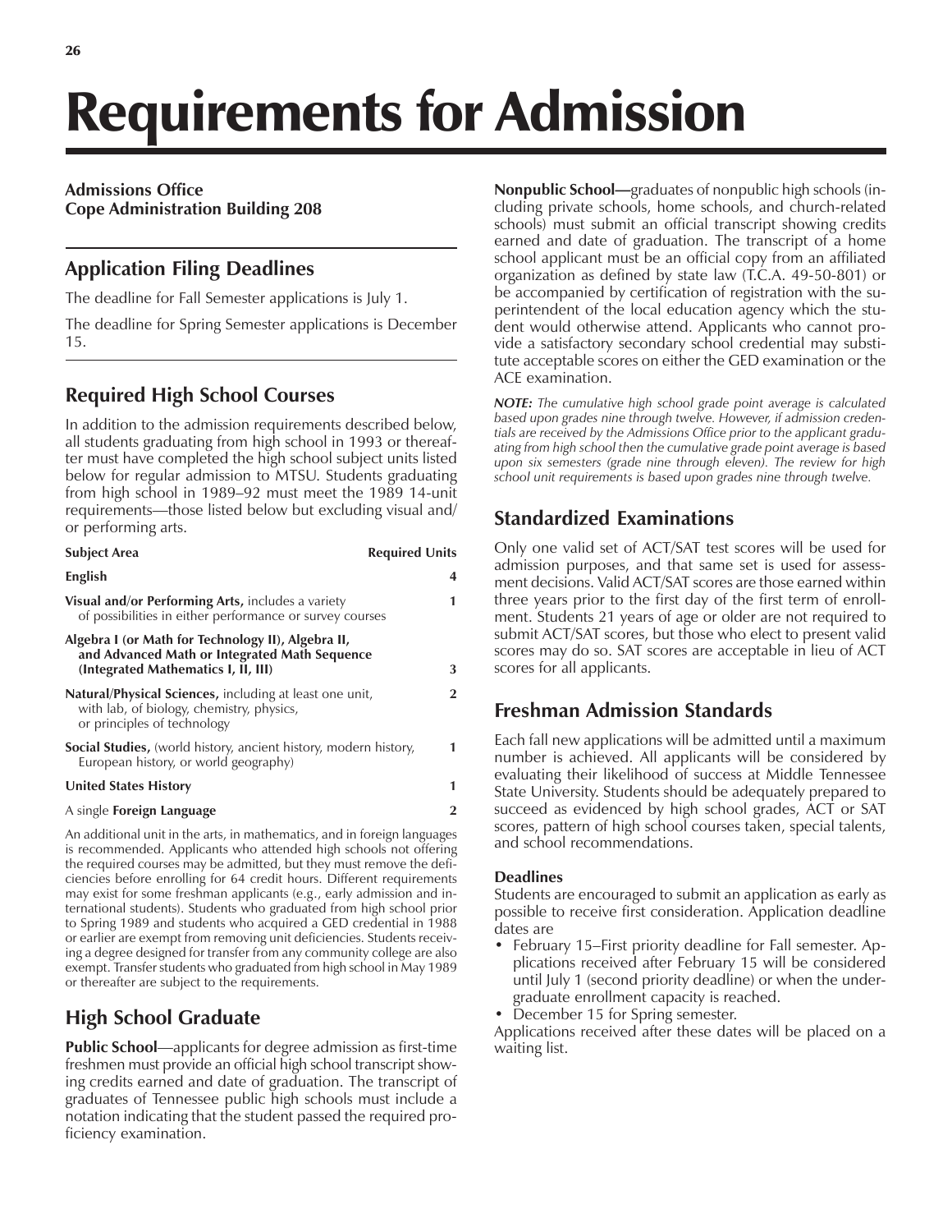# Requirements for Admission

**Admissions Office**
**Cope Administration Building 208**

## Application Filing Deadlines

The deadline for Fall Semester applications is July 1.

The deadline for Spring Semester applications is December 15.

## Required High School Courses

In addition to the admission requirements described below, all students graduating from high school in 1993 or thereafter must have completed the high school subject units listed below for regular admission to MTSU. Students graduating from high school in 1989–92 must meet the 1989 14-unit requirements—those listed below but excluding visual and/or performing arts.

| Subject Area | Required Units |
|---|---|
| **English** | 4 |
| **Visual and/or Performing Arts,** includes a variety of possibilities in either performance or survey courses | 1 |
| **Algebra I (or Math for Technology II), Algebra II, and Advanced Math or Integrated Math Sequence (Integrated Mathematics I, II, III)** | 3 |
| **Natural/Physical Sciences,** including at least one unit, with lab, of biology, chemistry, physics, or principles of technology | 2 |
| **Social Studies,** (world history, ancient history, modern history, European history, or world geography) | 1 |
| **United States History** | 1 |
| A single **Foreign Language** | 2 |

An additional unit in the arts, in mathematics, and in foreign languages is recommended. Applicants who attended high schools not offering the required courses may be admitted, but they must remove the deficiencies before enrolling for 64 credit hours. Different requirements may exist for some freshman applicants (e.g., early admission and international students). Students who graduated from high school prior to Spring 1989 and students who acquired a GED credential in 1988 or earlier are exempt from removing unit deficiencies. Students receiving a degree designed for transfer from any community college are also exempt. Transfer students who graduated from high school in May 1989 or thereafter are subject to the requirements.

## High School Graduate

**Public School**—applicants for degree admission as first-time freshmen must provide an official high school transcript showing credits earned and date of graduation. The transcript of graduates of Tennessee public high schools must include a notation indicating that the student passed the required proficiency examination.

**Nonpublic School—**graduates of nonpublic high schools (including private schools, home schools, and church-related schools) must submit an official transcript showing credits earned and date of graduation. The transcript of a home school applicant must be an official copy from an affiliated organization as defined by state law (T.C.A. 49-50-801) or be accompanied by certification of registration with the superintendent of the local education agency which the student would otherwise attend. Applicants who cannot provide a satisfactory secondary school credential may substitute acceptable scores on either the GED examination or the ACE examination.

***NOTE:*** *The cumulative high school grade point average is calculated based upon grades nine through twelve. However, if admission credentials are received by the Admissions Office prior to the applicant graduating from high school then the cumulative grade point average is based upon six semesters (grade nine through eleven). The review for high school unit requirements is based upon grades nine through twelve.*

## Standardized Examinations

Only one valid set of ACT/SAT test scores will be used for admission purposes, and that same set is used for assessment decisions. Valid ACT/SAT scores are those earned within three years prior to the first day of the first term of enrollment. Students 21 years of age or older are not required to submit ACT/SAT scores, but those who elect to present valid scores may do so. SAT scores are acceptable in lieu of ACT scores for all applicants.

## Freshman Admission Standards

Each fall new applications will be admitted until a maximum number is achieved. All applicants will be considered by evaluating their likelihood of success at Middle Tennessee State University. Students should be adequately prepared to succeed as evidenced by high school grades, ACT or SAT scores, pattern of high school courses taken, special talents, and school recommendations.

### Deadlines

Students are encouraged to submit an application as early as possible to receive first consideration. Application deadline dates are

- February 15–First priority deadline for Fall semester. Applications received after February 15 will be considered until July 1 (second priority deadline) or when the undergraduate enrollment capacity is reached.
- December 15 for Spring semester.

Applications received after these dates will be placed on a waiting list.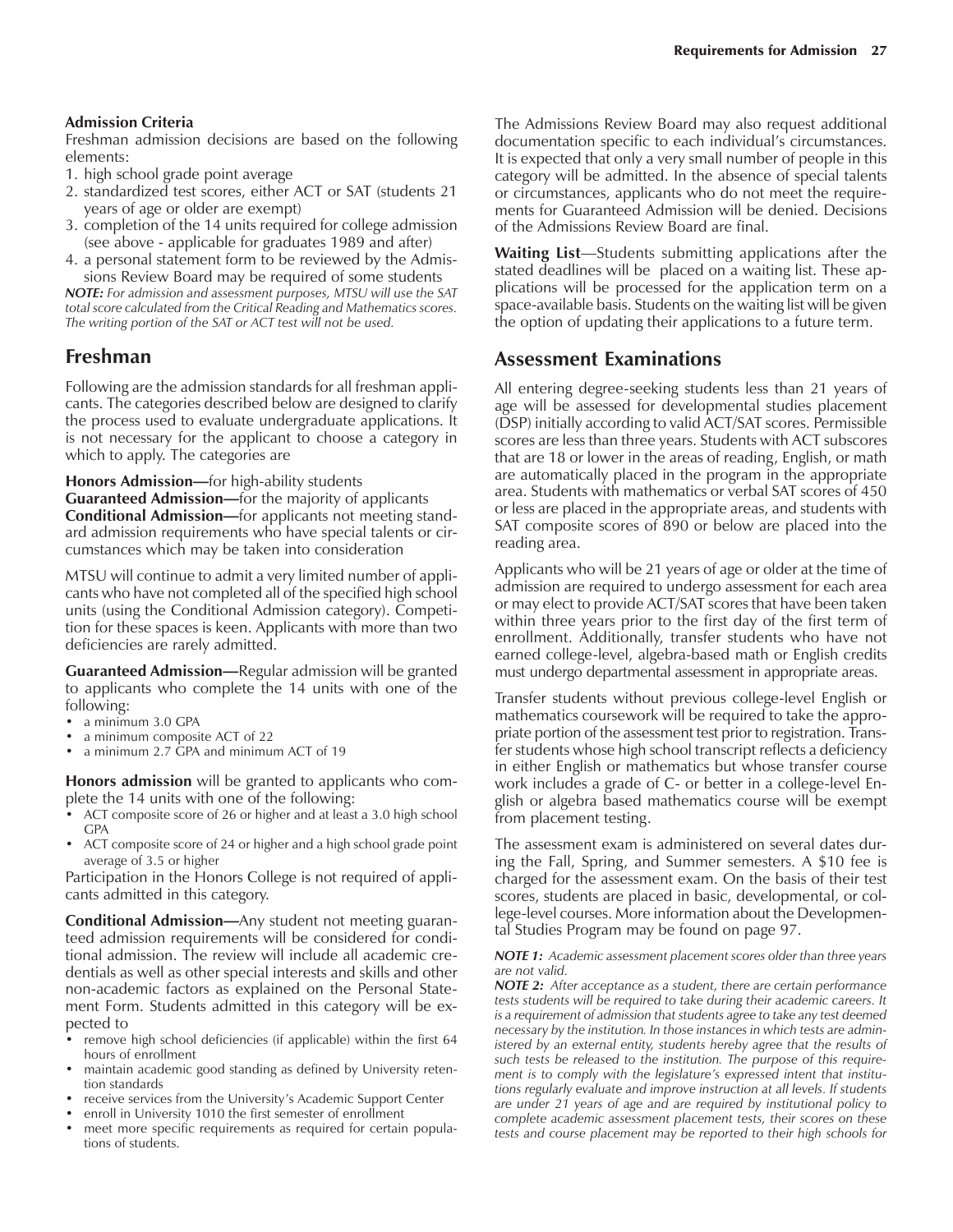**Admission Criteria**

Freshman admission decisions are based on the following elements:

1. high school grade point average
2. standardized test scores, either ACT or SAT (students 21 years of age or older are exempt)
3. completion of the 14 units required for college admission (see above - applicable for graduates 1989 and after)
4. a personal statement form to be reviewed by the Admissions Review Board may be required of some students

***NOTE:*** *For admission and assessment purposes, MTSU will use the SAT total score calculated from the Critical Reading and Mathematics scores. The writing portion of the SAT or ACT test will not be used.*

## Freshman

Following are the admission standards for all freshman applicants. The categories described below are designed to clarify the process used to evaluate undergraduate applications. It is not necessary for the applicant to choose a category in which to apply. The categories are

**Honors Admission—**for high-ability students
**Guaranteed Admission—**for the majority of applicants
**Conditional Admission—**for applicants not meeting standard admission requirements who have special talents or circumstances which may be taken into consideration

MTSU will continue to admit a very limited number of applicants who have not completed all of the specified high school units (using the Conditional Admission category). Competition for these spaces is keen. Applicants with more than two deficiencies are rarely admitted.

**Guaranteed Admission—**Regular admission will be granted to applicants who complete the 14 units with one of the following:

- a minimum 3.0 GPA
- a minimum composite ACT of 22
- a minimum 2.7 GPA and minimum ACT of 19

**Honors admission** will be granted to applicants who complete the 14 units with one of the following:

- ACT composite score of 26 or higher and at least a 3.0 high school GPA
- ACT composite score of 24 or higher and a high school grade point average of 3.5 or higher

Participation in the Honors College is not required of applicants admitted in this category.

**Conditional Admission—**Any student not meeting guaranteed admission requirements will be considered for conditional admission. The review will include all academic credentials as well as other special interests and skills and other non-academic factors as explained on the Personal Statement Form. Students admitted in this category will be expected to

- remove high school deficiencies (if applicable) within the first 64 hours of enrollment
- maintain academic good standing as defined by University retention standards
- receive services from the University's Academic Support Center
- enroll in University 1010 the first semester of enrollment
- meet more specific requirements as required for certain populations of students.

The Admissions Review Board may also request additional documentation specific to each individual's circumstances. It is expected that only a very small number of people in this category will be admitted. In the absence of special talents or circumstances, applicants who do not meet the requirements for Guaranteed Admission will be denied. Decisions of the Admissions Review Board are final.

**Waiting List**—Students submitting applications after the stated deadlines will be placed on a waiting list. These applications will be processed for the application term on a space-available basis. Students on the waiting list will be given the option of updating their applications to a future term.

## Assessment Examinations

All entering degree-seeking students less than 21 years of age will be assessed for developmental studies placement (DSP) initially according to valid ACT/SAT scores. Permissible scores are less than three years. Students with ACT subscores that are 18 or lower in the areas of reading, English, or math are automatically placed in the program in the appropriate area. Students with mathematics or verbal SAT scores of 450 or less are placed in the appropriate areas, and students with SAT composite scores of 890 or below are placed into the reading area.

Applicants who will be 21 years of age or older at the time of admission are required to undergo assessment for each area or may elect to provide ACT/SAT scores that have been taken within three years prior to the first day of the first term of enrollment. Additionally, transfer students who have not earned college-level, algebra-based math or English credits must undergo departmental assessment in appropriate areas.

Transfer students without previous college-level English or mathematics coursework will be required to take the appropriate portion of the assessment test prior to registration. Transfer students whose high school transcript reflects a deficiency in either English or mathematics but whose transfer course work includes a grade of C- or better in a college-level English or algebra based mathematics course will be exempt from placement testing.

The assessment exam is administered on several dates during the Fall, Spring, and Summer semesters. A $10 fee is charged for the assessment exam. On the basis of their test scores, students are placed in basic, developmental, or college-level courses. More information about the Developmental Studies Program may be found on page 97.

***NOTE 1:*** *Academic assessment placement scores older than three years are not valid.*

***NOTE 2:*** *After acceptance as a student, there are certain performance tests students will be required to take during their academic careers. It is a requirement of admission that students agree to take any test deemed necessary by the institution. In those instances in which tests are administered by an external entity, students hereby agree that the results of such tests be released to the institution. The purpose of this requirement is to comply with the legislature's expressed intent that institutions regularly evaluate and improve instruction at all levels. If students are under 21 years of age and are required by institutional policy to complete academic assessment placement tests, their scores on these tests and course placement may be reported to their high schools for*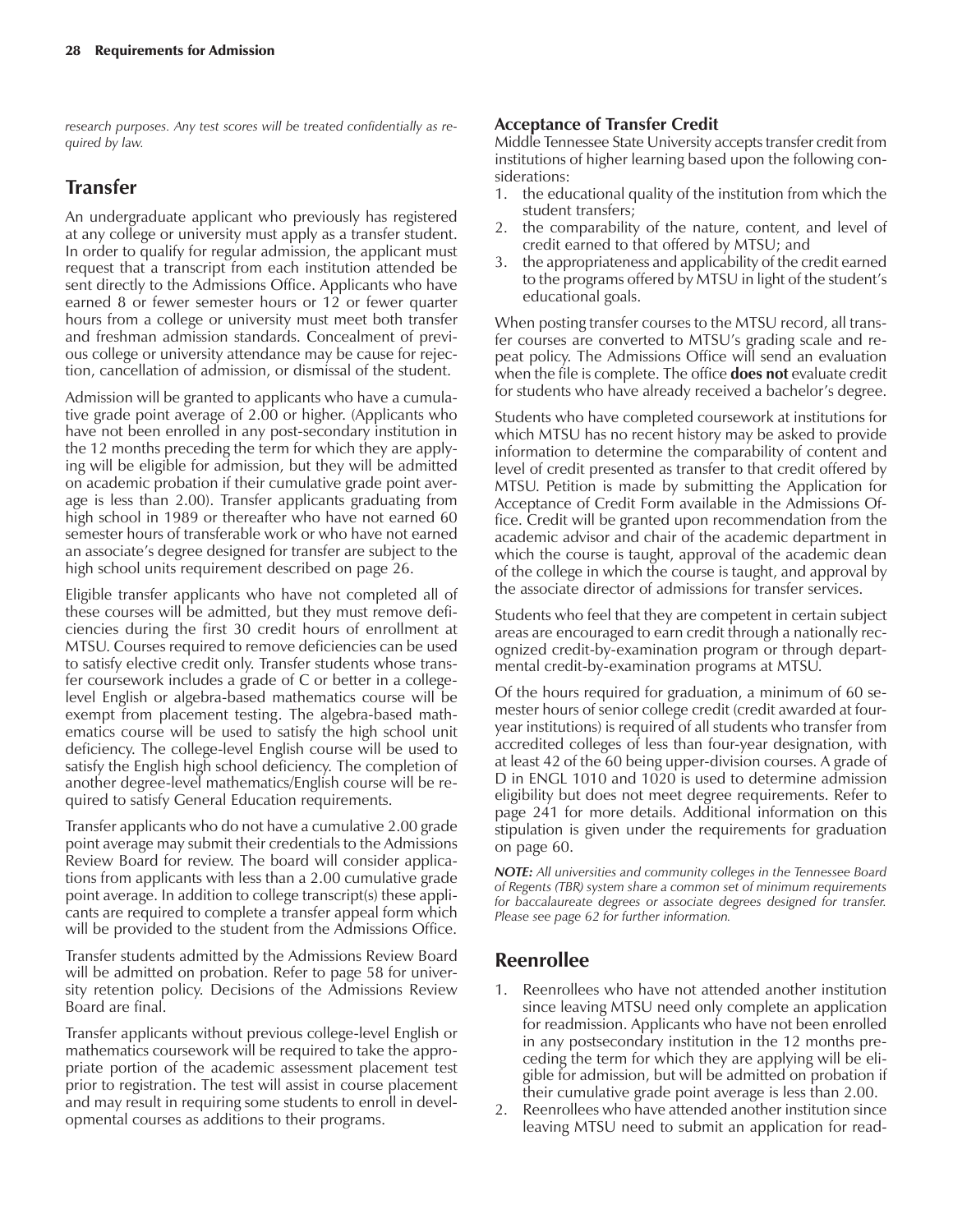*research purposes. Any test scores will be treated confidentially as required by law.*

## Transfer

An undergraduate applicant who previously has registered at any college or university must apply as a transfer student. In order to qualify for regular admission, the applicant must request that a transcript from each institution attended be sent directly to the Admissions Office. Applicants who have earned 8 or fewer semester hours or 12 or fewer quarter hours from a college or university must meet both transfer and freshman admission standards. Concealment of previous college or university attendance may be cause for rejection, cancellation of admission, or dismissal of the student.

Admission will be granted to applicants who have a cumulative grade point average of 2.00 or higher. (Applicants who have not been enrolled in any post-secondary institution in the 12 months preceding the term for which they are applying will be eligible for admission, but they will be admitted on academic probation if their cumulative grade point average is less than 2.00). Transfer applicants graduating from high school in 1989 or thereafter who have not earned 60 semester hours of transferable work or who have not earned an associate's degree designed for transfer are subject to the high school units requirement described on page 26.

Eligible transfer applicants who have not completed all of these courses will be admitted, but they must remove deficiencies during the first 30 credit hours of enrollment at MTSU. Courses required to remove deficiencies can be used to satisfy elective credit only. Transfer students whose transfer coursework includes a grade of C or better in a college-level English or algebra-based mathematics course will be exempt from placement testing. The algebra-based mathematics course will be used to satisfy the high school unit deficiency. The college-level English course will be used to satisfy the English high school deficiency. The completion of another degree-level mathematics/English course will be required to satisfy General Education requirements.

Transfer applicants who do not have a cumulative 2.00 grade point average may submit their credentials to the Admissions Review Board for review. The board will consider applications from applicants with less than a 2.00 cumulative grade point average. In addition to college transcript(s) these applicants are required to complete a transfer appeal form which will be provided to the student from the Admissions Office.

Transfer students admitted by the Admissions Review Board will be admitted on probation. Refer to page 58 for university retention policy. Decisions of the Admissions Review Board are final.

Transfer applicants without previous college-level English or mathematics coursework will be required to take the appropriate portion of the academic assessment placement test prior to registration. The test will assist in course placement and may result in requiring some students to enroll in developmental courses as additions to their programs.

### Acceptance of Transfer Credit

Middle Tennessee State University accepts transfer credit from institutions of higher learning based upon the following considerations:

1. the educational quality of the institution from which the student transfers;
2. the comparability of the nature, content, and level of credit earned to that offered by MTSU; and
3. the appropriateness and applicability of the credit earned to the programs offered by MTSU in light of the student's educational goals.

When posting transfer courses to the MTSU record, all transfer courses are converted to MTSU's grading scale and repeat policy. The Admissions Office will send an evaluation when the file is complete. The office **does not** evaluate credit for students who have already received a bachelor's degree.

Students who have completed coursework at institutions for which MTSU has no recent history may be asked to provide information to determine the comparability of content and level of credit presented as transfer to that credit offered by MTSU. Petition is made by submitting the Application for Acceptance of Credit Form available in the Admissions Office. Credit will be granted upon recommendation from the academic advisor and chair of the academic department in which the course is taught, approval of the academic dean of the college in which the course is taught, and approval by the associate director of admissions for transfer services.

Students who feel that they are competent in certain subject areas are encouraged to earn credit through a nationally recognized credit-by-examination program or through departmental credit-by-examination programs at MTSU.

Of the hours required for graduation, a minimum of 60 semester hours of senior college credit (credit awarded at four-year institutions) is required of all students who transfer from accredited colleges of less than four-year designation, with at least 42 of the 60 being upper-division courses. A grade of D in ENGL 1010 and 1020 is used to determine admission eligibility but does not meet degree requirements. Refer to page 241 for more details. Additional information on this stipulation is given under the requirements for graduation on page 60.

***NOTE:*** *All universities and community colleges in the Tennessee Board of Regents (TBR) system share a common set of minimum requirements for baccalaureate degrees or associate degrees designed for transfer. Please see page 62 for further information.*

## Reenrollee

1. Reenrollees who have not attended another institution since leaving MTSU need only complete an application for readmission. Applicants who have not been enrolled in any postsecondary institution in the 12 months preceding the term for which they are applying will be eligible for admission, but will be admitted on probation if their cumulative grade point average is less than 2.00.
2. Reenrollees who have attended another institution since leaving MTSU need to submit an application for read-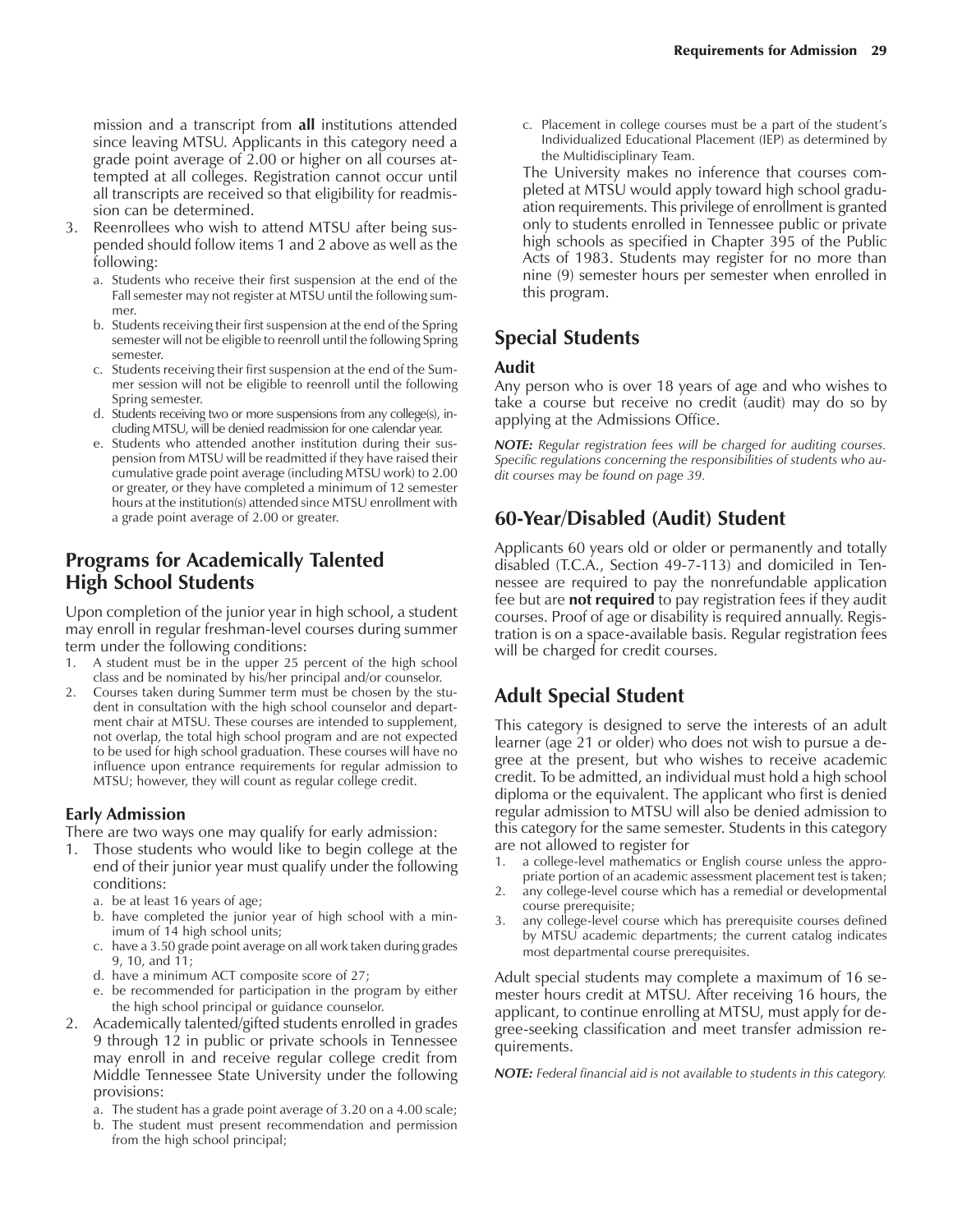mission and a transcript from **all** institutions attended since leaving MTSU. Applicants in this category need a grade point average of 2.00 or higher on all courses attempted at all colleges. Registration cannot occur until all transcripts are received so that eligibility for readmission can be determined.

3. Reenrollees who wish to attend MTSU after being suspended should follow items 1 and 2 above as well as the following:
   a. Students who receive their first suspension at the end of the Fall semester may not register at MTSU until the following summer.
   b. Students receiving their first suspension at the end of the Spring semester will not be eligible to reenroll until the following Spring semester.
   c. Students receiving their first suspension at the end of the Summer session will not be eligible to reenroll until the following Spring semester.
   d. Students receiving two or more suspensions from any college(s), including MTSU, will be denied readmission for one calendar year.
   e. Students who attended another institution during their suspension from MTSU will be readmitted if they have raised their cumulative grade point average (including MTSU work) to 2.00 or greater, or they have completed a minimum of 12 semester hours at the institution(s) attended since MTSU enrollment with a grade point average of 2.00 or greater.

## Programs for Academically Talented High School Students

Upon completion of the junior year in high school, a student may enroll in regular freshman-level courses during summer term under the following conditions:

1. A student must be in the upper 25 percent of the high school class and be nominated by his/her principal and/or counselor.
2. Courses taken during Summer term must be chosen by the student in consultation with the high school counselor and department chair at MTSU. These courses are intended to supplement, not overlap, the total high school program and are not expected to be used for high school graduation. These courses will have no influence upon entrance requirements for regular admission to MTSU; however, they will count as regular college credit.

### Early Admission

There are two ways one may qualify for early admission:

1. Those students who would like to begin college at the end of their junior year must qualify under the following conditions:
   a. be at least 16 years of age;
   b. have completed the junior year of high school with a minimum of 14 high school units;
   c. have a 3.50 grade point average on all work taken during grades 9, 10, and 11;
   d. have a minimum ACT composite score of 27;
   e. be recommended for participation in the program by either the high school principal or guidance counselor.
2. Academically talented/gifted students enrolled in grades 9 through 12 in public or private schools in Tennessee may enroll in and receive regular college credit from Middle Tennessee State University under the following provisions:
   a. The student has a grade point average of 3.20 on a 4.00 scale;
   b. The student must present recommendation and permission from the high school principal;
   c. Placement in college courses must be a part of the student's Individualized Educational Placement (IEP) as determined by the Multidisciplinary Team.

   The University makes no inference that courses completed at MTSU would apply toward high school graduation requirements. This privilege of enrollment is granted only to students enrolled in Tennessee public or private high schools as specified in Chapter 395 of the Public Acts of 1983. Students may register for no more than nine (9) semester hours per semester when enrolled in this program.

## Special Students

### Audit

Any person who is over 18 years of age and who wishes to take a course but receive no credit (audit) may do so by applying at the Admissions Office.

***NOTE:*** *Regular registration fees will be charged for auditing courses. Specific regulations concerning the responsibilities of students who audit courses may be found on page 39.*

## 60-Year/Disabled (Audit) Student

Applicants 60 years old or older or permanently and totally disabled (T.C.A., Section 49-7-113) and domiciled in Tennessee are required to pay the nonrefundable application fee but are **not required** to pay registration fees if they audit courses. Proof of age or disability is required annually. Registration is on a space-available basis. Regular registration fees will be charged for credit courses.

## Adult Special Student

This category is designed to serve the interests of an adult learner (age 21 or older) who does not wish to pursue a degree at the present, but who wishes to receive academic credit. To be admitted, an individual must hold a high school diploma or the equivalent. The applicant who first is denied regular admission to MTSU will also be denied admission to this category for the same semester. Students in this category are not allowed to register for

1. a college-level mathematics or English course unless the appropriate portion of an academic assessment placement test is taken;
2. any college-level course which has a remedial or developmental course prerequisite;
3. any college-level course which has prerequisite courses defined by MTSU academic departments; the current catalog indicates most departmental course prerequisites.

Adult special students may complete a maximum of 16 semester hours credit at MTSU. After receiving 16 hours, the applicant, to continue enrolling at MTSU, must apply for degree-seeking classification and meet transfer admission requirements.

***NOTE:*** *Federal financial aid is not available to students in this category.*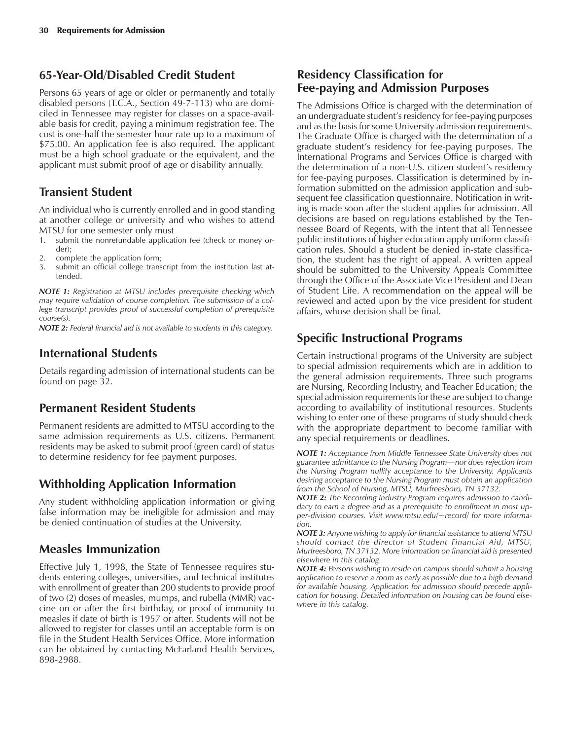## 65-Year-Old/Disabled Credit Student

Persons 65 years of age or older or permanently and totally disabled persons (T.C.A., Section 49-7-113) who are domiciled in Tennessee may register for classes on a space-available basis for credit, paying a minimum registration fee. The cost is one-half the semester hour rate up to a maximum of $75.00. An application fee is also required. The applicant must be a high school graduate or the equivalent, and the applicant must submit proof of age or disability annually.

## Transient Student

An individual who is currently enrolled and in good standing at another college or university and who wishes to attend MTSU for one semester only must

1. submit the nonrefundable application fee (check or money order);
2. complete the application form;
3. submit an official college transcript from the institution last attended.

***NOTE 1:*** *Registration at MTSU includes prerequisite checking which may require validation of course completion. The submission of a college transcript provides proof of successful completion of prerequisite course(s).*
***NOTE 2:*** *Federal financial aid is not available to students in this category.*

## International Students

Details regarding admission of international students can be found on page 32.

## Permanent Resident Students

Permanent residents are admitted to MTSU according to the same admission requirements as U.S. citizens. Permanent residents may be asked to submit proof (green card) of status to determine residency for fee payment purposes.

## Withholding Application Information

Any student withholding application information or giving false information may be ineligible for admission and may be denied continuation of studies at the University.

## Measles Immunization

Effective July 1, 1998, the State of Tennessee requires students entering colleges, universities, and technical institutes with enrollment of greater than 200 students to provide proof of two (2) doses of measles, mumps, and rubella (MMR) vaccine on or after the first birthday, or proof of immunity to measles if date of birth is 1957 or after. Students will not be allowed to register for classes until an acceptable form is on file in the Student Health Services Office. More information can be obtained by contacting McFarland Health Services, 898-2988.

## Residency Classification for Fee-paying and Admission Purposes

The Admissions Office is charged with the determination of an undergraduate student's residency for fee-paying purposes and as the basis for some University admission requirements. The Graduate Office is charged with the determination of a graduate student's residency for fee-paying purposes. The International Programs and Services Office is charged with the determination of a non-U.S. citizen student's residency for fee-paying purposes. Classification is determined by information submitted on the admission application and subsequent fee classification questionnaire. Notification in writing is made soon after the student applies for admission. All decisions are based on regulations established by the Tennessee Board of Regents, with the intent that all Tennessee public institutions of higher education apply uniform classification rules. Should a student be denied in-state classification, the student has the right of appeal. A written appeal should be submitted to the University Appeals Committee through the Office of the Associate Vice President and Dean of Student Life. A recommendation on the appeal will be reviewed and acted upon by the vice president for student affairs, whose decision shall be final.

## Specific Instructional Programs

Certain instructional programs of the University are subject to special admission requirements which are in addition to the general admission requirements. Three such programs are Nursing, Recording Industry, and Teacher Education; the special admission requirements for these are subject to change according to availability of institutional resources. Students wishing to enter one of these programs of study should check with the appropriate department to become familiar with any special requirements or deadlines.

***NOTE 1:*** *Acceptance from Middle Tennessee State University does not guarantee admittance to the Nursing Program—nor does rejection from the Nursing Program nullify acceptance to the University. Applicants desiring acceptance to the Nursing Program must obtain an application from the School of Nursing, MTSU, Murfreesboro, TN 37132.*
***NOTE 2:*** *The Recording Industry Program requires admission to candidacy to earn a degree and as a prerequisite to enrollment in most upper-division courses. Visit www.mtsu.edu/~record/ for more information.*
***NOTE 3:*** *Anyone wishing to apply for financial assistance to attend MTSU should contact the director of Student Financial Aid, MTSU, Murfreesboro, TN 37132. More information on financial aid is presented elsewhere in this catalog.*
***NOTE 4:*** *Persons wishing to reside on campus should submit a housing application to reserve a room as early as possible due to a high demand for available housing. Application for admission should precede application for housing. Detailed information on housing can be found elsewhere in this catalog.*